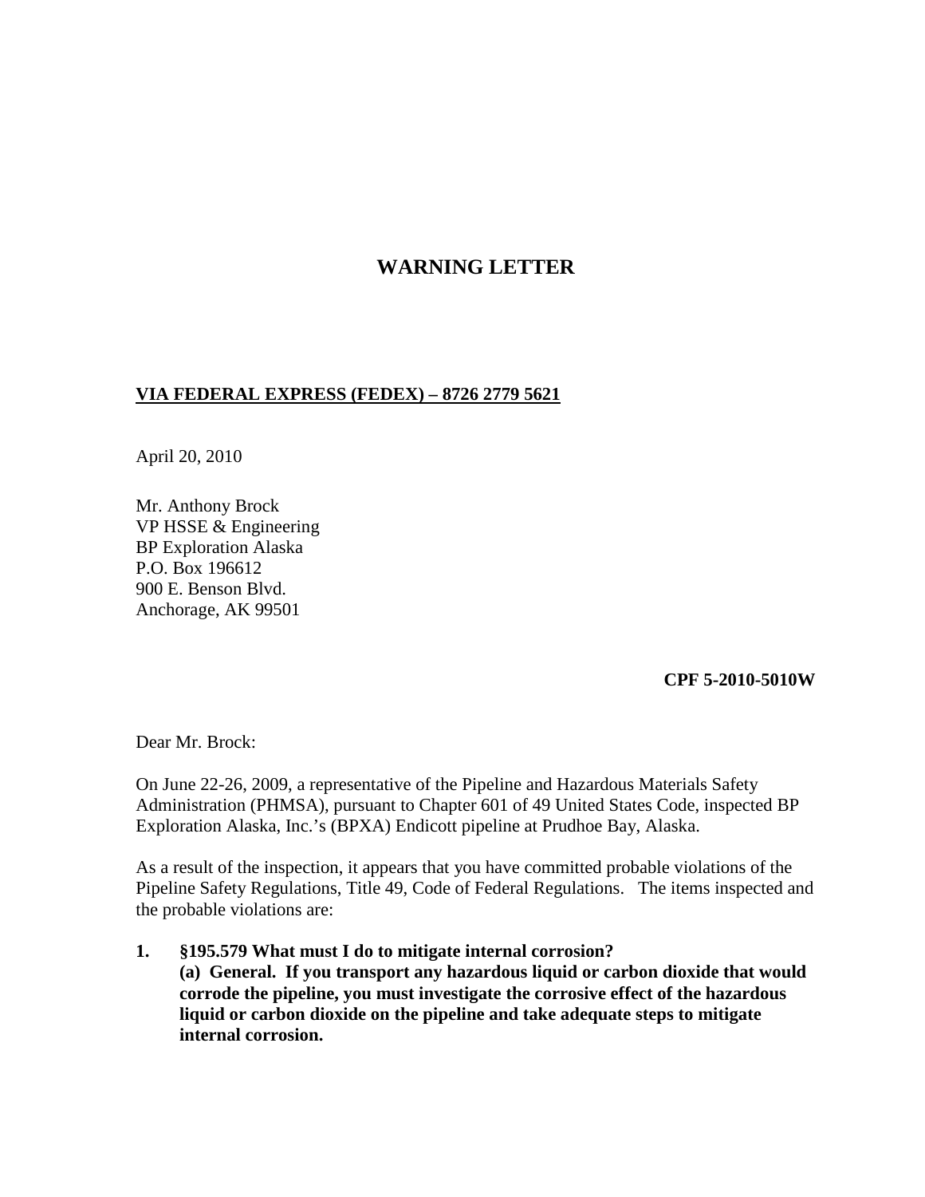# WARNING LETTER

**VIA FEDERAL EXPRESS (FEDEX) – 8726 2779 5621**

April 20, 2010

Mr. Anthony Brock
VP HSSE & Engineering
BP Exploration Alaska
P.O. Box 196612
900 E. Benson Blvd.
Anchorage, AK 99501

**CPF 5-2010-5010W**

Dear Mr. Brock:

On June 22-26, 2009, a representative of the Pipeline and Hazardous Materials Safety Administration (PHMSA), pursuant to Chapter 601 of 49 United States Code, inspected BP Exploration Alaska, Inc.'s (BPXA) Endicott pipeline at Prudhoe Bay, Alaska.

As a result of the inspection, it appears that you have committed probable violations of the Pipeline Safety Regulations, Title 49, Code of Federal Regulations. The items inspected and the probable violations are:

1. **§195.579 What must I do to mitigate internal corrosion?**
   **(a) General. If you transport any hazardous liquid or carbon dioxide that would corrode the pipeline, you must investigate the corrosive effect of the hazardous liquid or carbon dioxide on the pipeline and take adequate steps to mitigate internal corrosion.**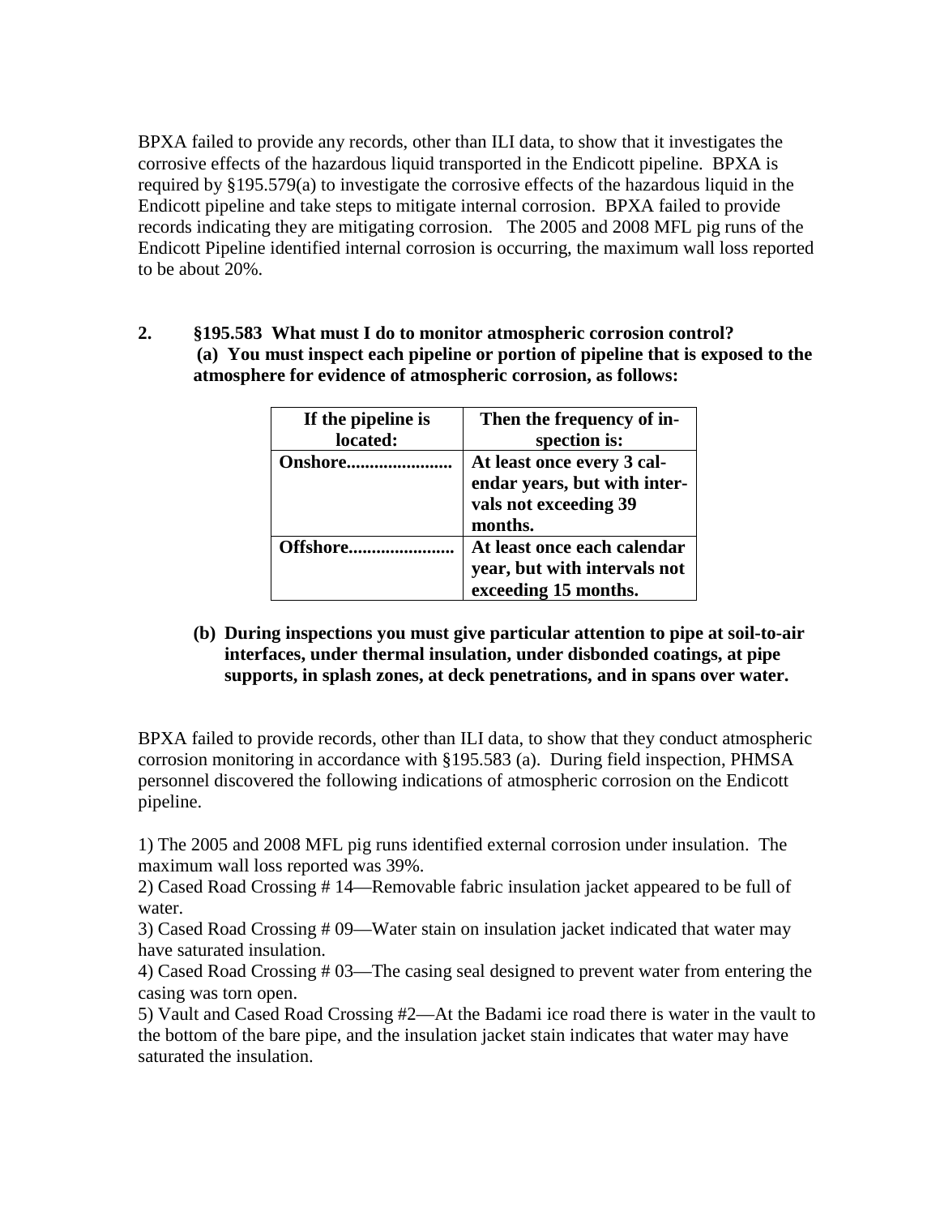BPXA failed to provide any records, other than ILI data, to show that it investigates the corrosive effects of the hazardous liquid transported in the Endicott pipeline. BPXA is required by §195.579(a) to investigate the corrosive effects of the hazardous liquid in the Endicott pipeline and take steps to mitigate internal corrosion. BPXA failed to provide records indicating they are mitigating corrosion. The 2005 and 2008 MFL pig runs of the Endicott Pipeline identified internal corrosion is occurring, the maximum wall loss reported to be about 20%.

**2. §195.583 What must I do to monitor atmospheric corrosion control?**
**(a) You must inspect each pipeline or portion of pipeline that is exposed to the atmosphere for evidence of atmospheric corrosion, as follows:**

| If the pipeline is located: | Then the frequency of inspection is: |
|---|---|
| **Onshore......................** | **At least once every 3 calendar years, but with intervals not exceeding 39 months.** |
| **Offshore......................** | **At least once each calendar year, but with intervals not exceeding 15 months.** |

**(b) During inspections you must give particular attention to pipe at soil-to-air interfaces, under thermal insulation, under disbonded coatings, at pipe supports, in splash zones, at deck penetrations, and in spans over water.**

BPXA failed to provide records, other than ILI data, to show that they conduct atmospheric corrosion monitoring in accordance with §195.583 (a). During field inspection, PHMSA personnel discovered the following indications of atmospheric corrosion on the Endicott pipeline.

1) The 2005 and 2008 MFL pig runs identified external corrosion under insulation. The maximum wall loss reported was 39%.
2) Cased Road Crossing # 14—Removable fabric insulation jacket appeared to be full of water.
3) Cased Road Crossing # 09—Water stain on insulation jacket indicated that water may have saturated insulation.
4) Cased Road Crossing # 03—The casing seal designed to prevent water from entering the casing was torn open.
5) Vault and Cased Road Crossing #2—At the Badami ice road there is water in the vault to the bottom of the bare pipe, and the insulation jacket stain indicates that water may have saturated the insulation.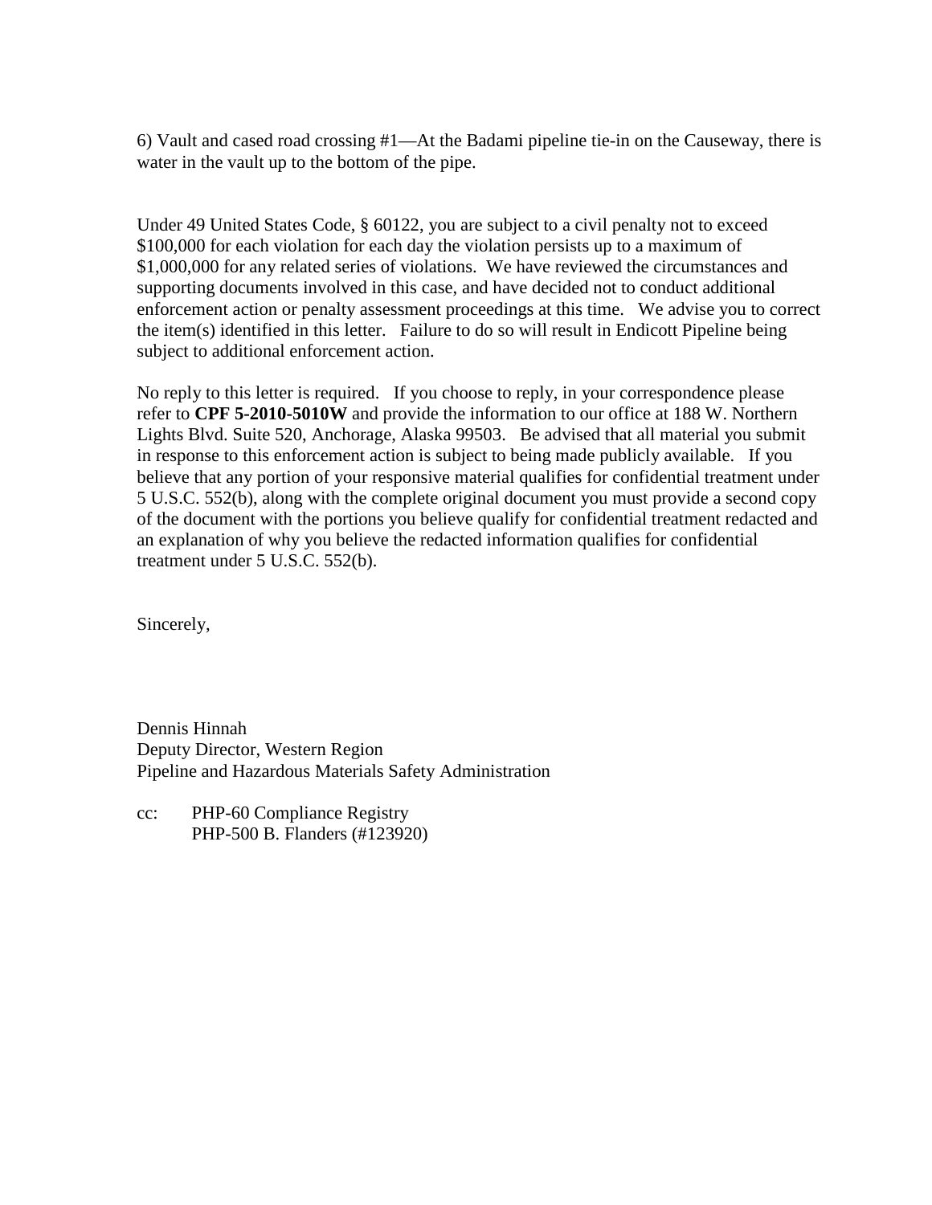6) Vault and cased road crossing #1—At the Badami pipeline tie-in on the Causeway, there is water in the vault up to the bottom of the pipe.

Under 49 United States Code, § 60122, you are subject to a civil penalty not to exceed $100,000 for each violation for each day the violation persists up to a maximum of $1,000,000 for any related series of violations. We have reviewed the circumstances and supporting documents involved in this case, and have decided not to conduct additional enforcement action or penalty assessment proceedings at this time. We advise you to correct the item(s) identified in this letter. Failure to do so will result in Endicott Pipeline being subject to additional enforcement action.

No reply to this letter is required. If you choose to reply, in your correspondence please refer to **CPF 5-2010-5010W** and provide the information to our office at 188 W. Northern Lights Blvd. Suite 520, Anchorage, Alaska 99503. Be advised that all material you submit in response to this enforcement action is subject to being made publicly available. If you believe that any portion of your responsive material qualifies for confidential treatment under 5 U.S.C. 552(b), along with the complete original document you must provide a second copy of the document with the portions you believe qualify for confidential treatment redacted and an explanation of why you believe the redacted information qualifies for confidential treatment under 5 U.S.C. 552(b).

Sincerely,

Dennis Hinnah
Deputy Director, Western Region
Pipeline and Hazardous Materials Safety Administration

cc: PHP-60 Compliance Registry
PHP-500 B. Flanders (#123920)